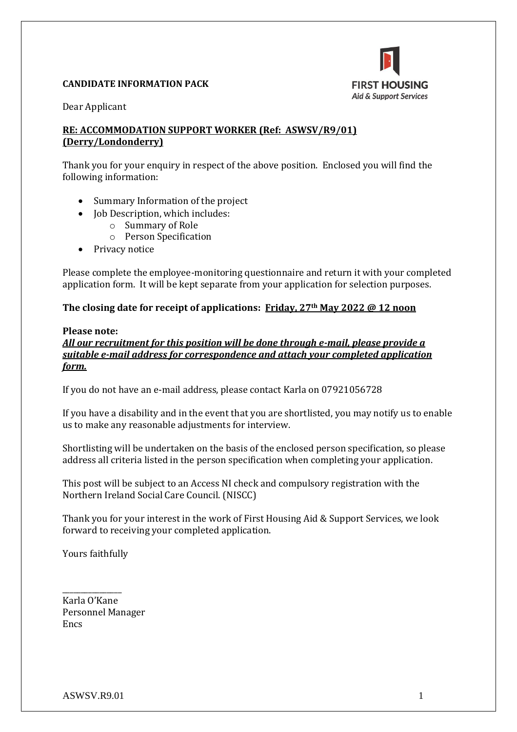**CANDIDATE INFORMATION PACK**

FIRST HOUSING
*Aid & Support Services*

Dear Applicant

**RE: ACCOMMODATION SUPPORT WORKER (Ref: ASWSV/R9/01) (Derry/Londonderry)**

Thank you for your enquiry in respect of the above position. Enclosed you will find the following information:

- Summary Information of the project
- Job Description, which includes:
  - Summary of Role
  - Person Specification
- Privacy notice

Please complete the employee-monitoring questionnaire and return it with your completed application form. It will be kept separate from your application for selection purposes.

**The closing date for receipt of applications: Friday, 27th May 2022 @ 12 noon**

**Please note:**
***All our recruitment for this position will be done through e-mail, please provide a suitable e-mail address for correspondence and attach your completed application form.***

If you do not have an e-mail address, please contact Karla on 07921056728

If you have a disability and in the event that you are shortlisted, you may notify us to enable us to make any reasonable adjustments for interview.

Shortlisting will be undertaken on the basis of the enclosed person specification, so please address all criteria listed in the person specification when completing your application.

This post will be subject to an Access NI check and compulsory registration with the Northern Ireland Social Care Council. (NISCC)

Thank you for your interest in the work of First Housing Aid & Support Services, we look forward to receiving your completed application.

Yours faithfully

_______________
Karla O'Kane
Personnel Manager
Encs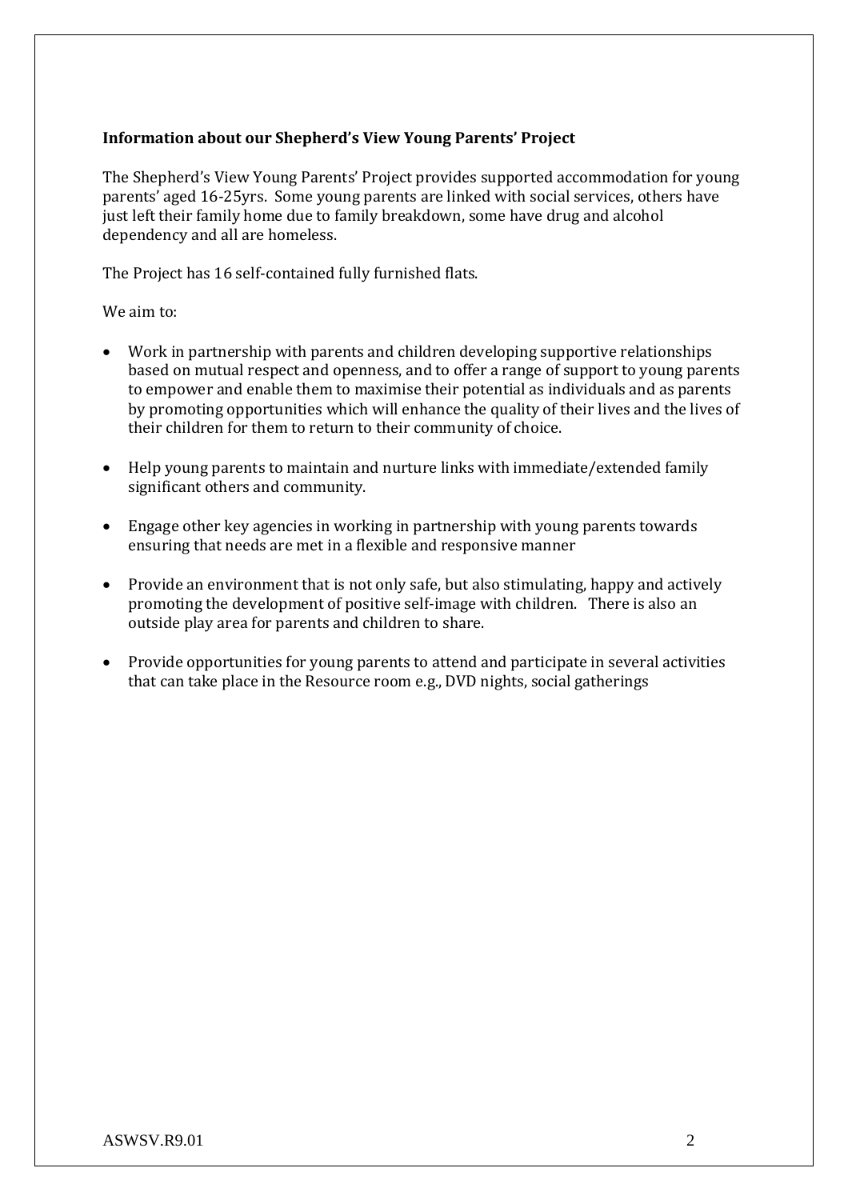**Information about our Shepherd's View Young Parents' Project**

The Shepherd's View Young Parents' Project provides supported accommodation for young parents' aged 16-25yrs. Some young parents are linked with social services, others have just left their family home due to family breakdown, some have drug and alcohol dependency and all are homeless.

The Project has 16 self-contained fully furnished flats.

We aim to:

- Work in partnership with parents and children developing supportive relationships based on mutual respect and openness, and to offer a range of support to young parents to empower and enable them to maximise their potential as individuals and as parents by promoting opportunities which will enhance the quality of their lives and the lives of their children for them to return to their community of choice.
- Help young parents to maintain and nurture links with immediate/extended family significant others and community.
- Engage other key agencies in working in partnership with young parents towards ensuring that needs are met in a flexible and responsive manner
- Provide an environment that is not only safe, but also stimulating, happy and actively promoting the development of positive self-image with children. There is also an outside play area for parents and children to share.
- Provide opportunities for young parents to attend and participate in several activities that can take place in the Resource room e.g., DVD nights, social gatherings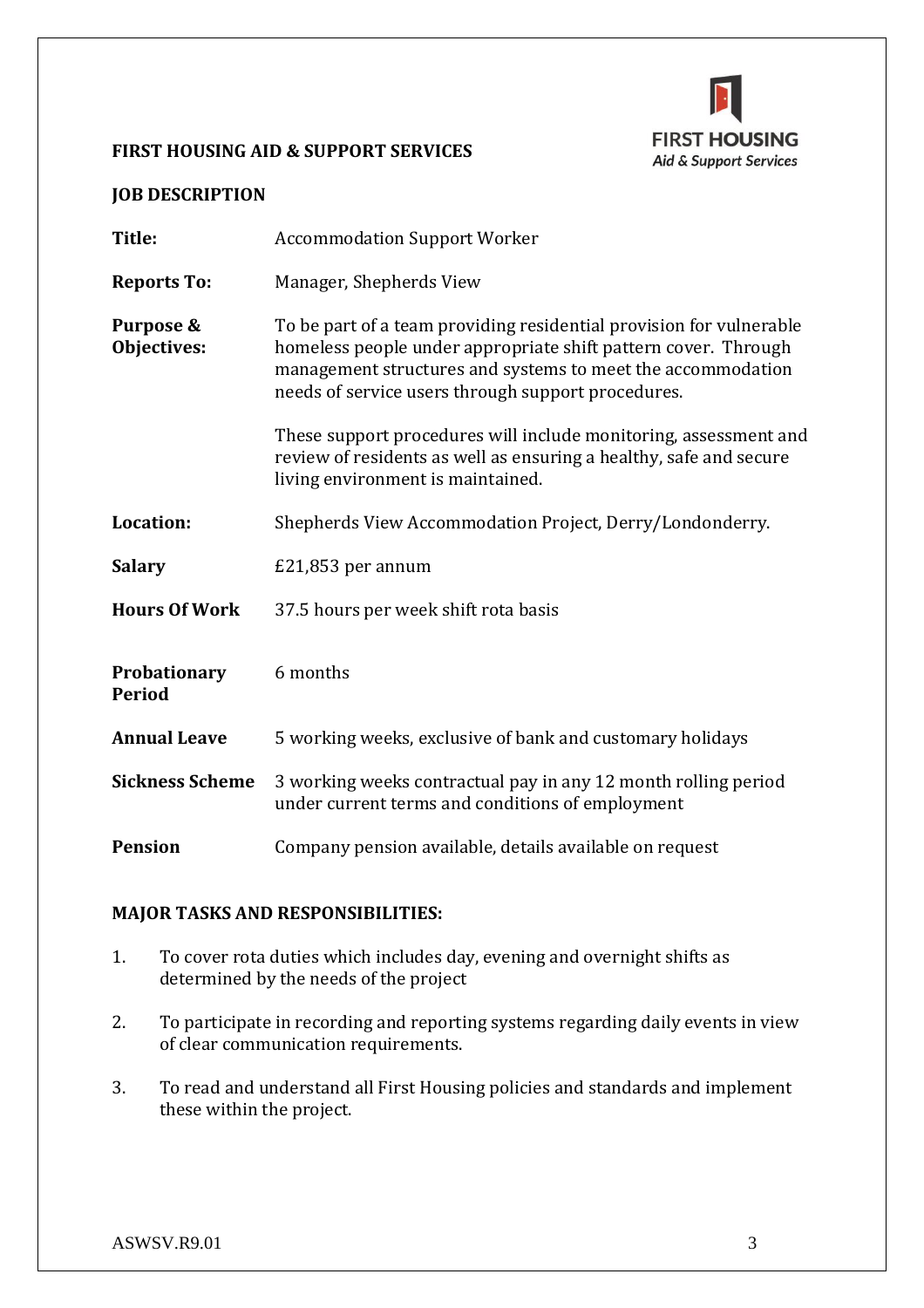**FIRST HOUSING AID & SUPPORT SERVICES**

**JOB DESCRIPTION**

| | |
|---|---|
| **Title:** | Accommodation Support Worker |
| **Reports To:** | Manager, Shepherds View |
| **Purpose & Objectives:** | To be part of a team providing residential provision for vulnerable homeless people under appropriate shift pattern cover. Through management structures and systems to meet the accommodation needs of service users through support procedures.<br><br>These support procedures will include monitoring, assessment and review of residents as well as ensuring a healthy, safe and secure living environment is maintained. |
| **Location:** | Shepherds View Accommodation Project, Derry/Londonderry. |
| **Salary** | £21,853 per annum |
| **Hours Of Work** | 37.5 hours per week shift rota basis |
| **Probationary Period** | 6 months |
| **Annual Leave** | 5 working weeks, exclusive of bank and customary holidays |
| **Sickness Scheme** | 3 working weeks contractual pay in any 12 month rolling period under current terms and conditions of employment |
| **Pension** | Company pension available, details available on request |

**MAJOR TASKS AND RESPONSIBILITIES:**

1. To cover rota duties which includes day, evening and overnight shifts as determined by the needs of the project

2. To participate in recording and reporting systems regarding daily events in view of clear communication requirements.

3. To read and understand all First Housing policies and standards and implement these within the project.

ASWSV.R9.01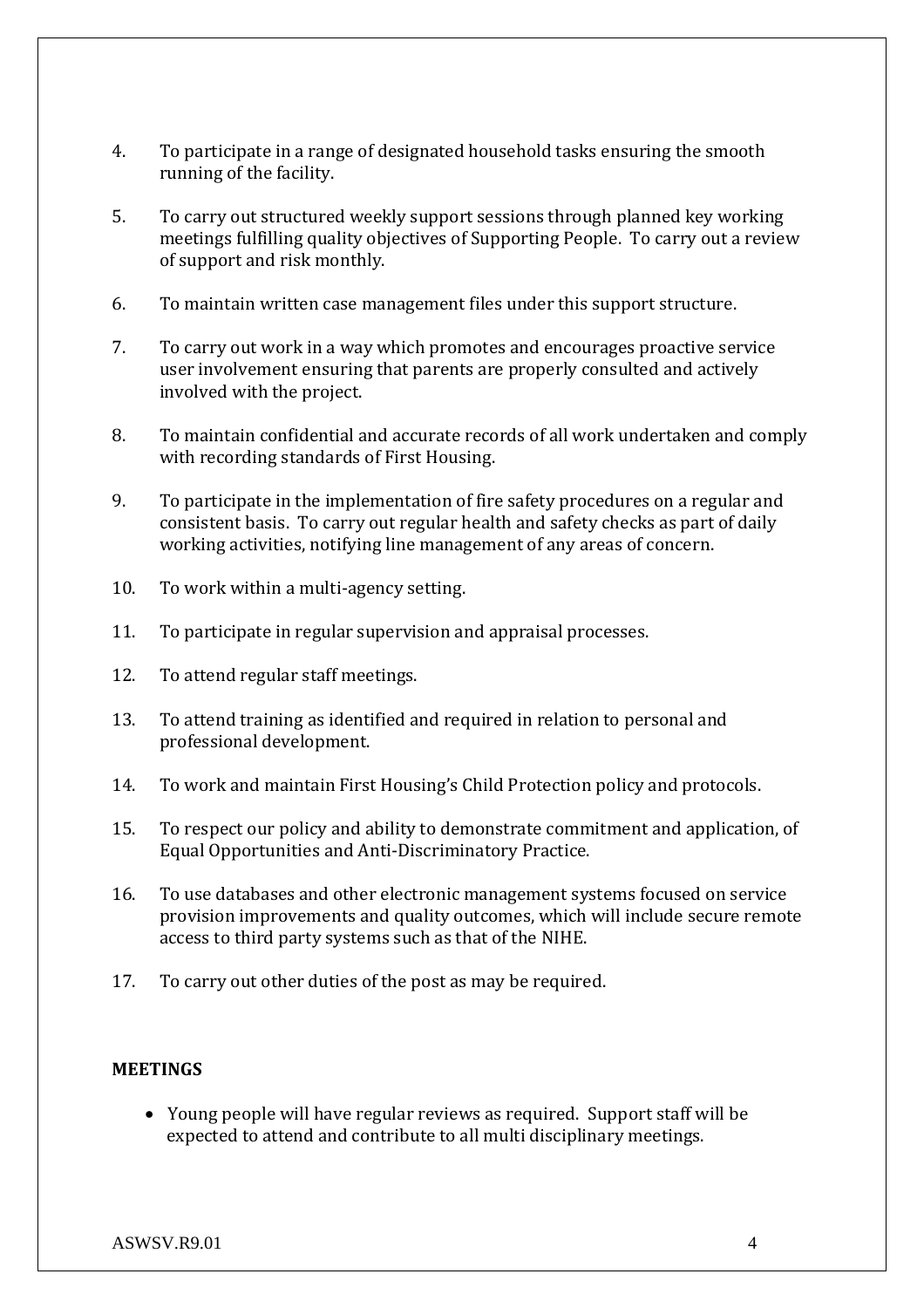4. To participate in a range of designated household tasks ensuring the smooth running of the facility.

5. To carry out structured weekly support sessions through planned key working meetings fulfilling quality objectives of Supporting People. To carry out a review of support and risk monthly.

6. To maintain written case management files under this support structure.

7. To carry out work in a way which promotes and encourages proactive service user involvement ensuring that parents are properly consulted and actively involved with the project.

8. To maintain confidential and accurate records of all work undertaken and comply with recording standards of First Housing.

9. To participate in the implementation of fire safety procedures on a regular and consistent basis. To carry out regular health and safety checks as part of daily working activities, notifying line management of any areas of concern.

10. To work within a multi-agency setting.

11. To participate in regular supervision and appraisal processes.

12. To attend regular staff meetings.

13. To attend training as identified and required in relation to personal and professional development.

14. To work and maintain First Housing's Child Protection policy and protocols.

15. To respect our policy and ability to demonstrate commitment and application, of Equal Opportunities and Anti-Discriminatory Practice.

16. To use databases and other electronic management systems focused on service provision improvements and quality outcomes, which will include secure remote access to third party systems such as that of the NIHE.

17. To carry out other duties of the post as may be required.

**MEETINGS**

- Young people will have regular reviews as required. Support staff will be expected to attend and contribute to all multi disciplinary meetings.

ASWSV.R9.01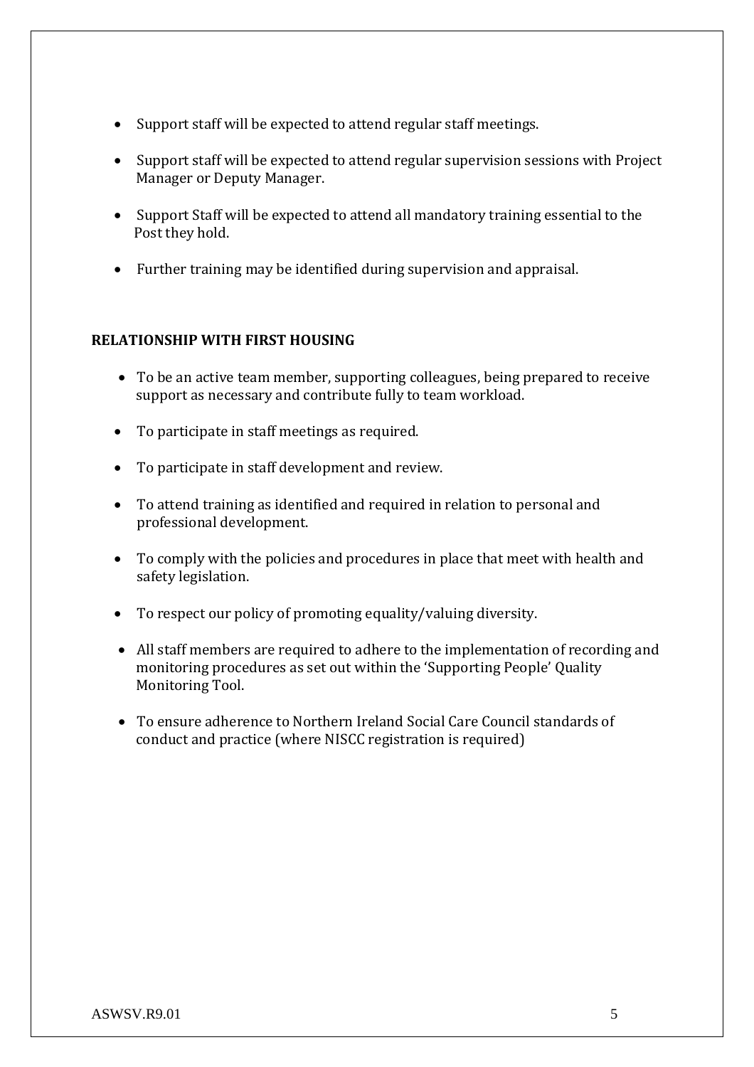- Support staff will be expected to attend regular staff meetings.
- Support staff will be expected to attend regular supervision sessions with Project Manager or Deputy Manager.
- Support Staff will be expected to attend all mandatory training essential to the Post they hold.
- Further training may be identified during supervision and appraisal.

**RELATIONSHIP WITH FIRST HOUSING**

- To be an active team member, supporting colleagues, being prepared to receive support as necessary and contribute fully to team workload.
- To participate in staff meetings as required.
- To participate in staff development and review.
- To attend training as identified and required in relation to personal and professional development.
- To comply with the policies and procedures in place that meet with health and safety legislation.
- To respect our policy of promoting equality/valuing diversity.
- All staff members are required to adhere to the implementation of recording and monitoring procedures as set out within the 'Supporting People' Quality Monitoring Tool.
- To ensure adherence to Northern Ireland Social Care Council standards of conduct and practice (where NISCC registration is required)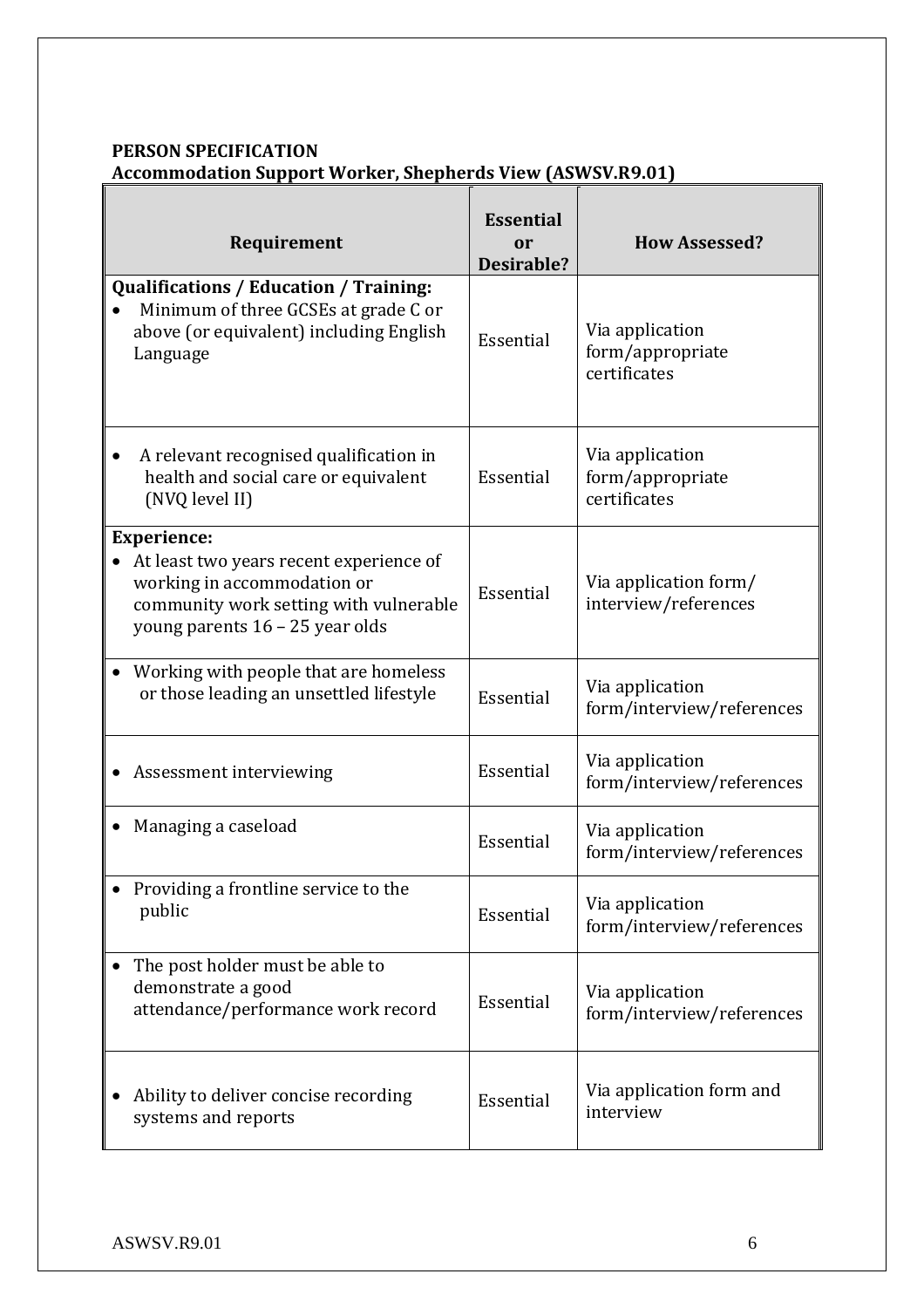**PERSON SPECIFICATION**
**Accommodation Support Worker, Shepherds View (ASWSV.R9.01)**

| Requirement | Essential or Desirable? | How Assessed? |
|---|---|---|
| **Qualifications / Education / Training:**<br>• Minimum of three GCSEs at grade C or above (or equivalent) including English Language | Essential | Via application form/appropriate certificates |
| • A relevant recognised qualification in health and social care or equivalent (NVQ level II) | Essential | Via application form/appropriate certificates |
| **Experience:**<br>• At least two years recent experience of working in accommodation or community work setting with vulnerable young parents 16 – 25 year olds | Essential | Via application form/ interview/references |
| • Working with people that are homeless or those leading an unsettled lifestyle | Essential | Via application form/interview/references |
| • Assessment interviewing | Essential | Via application form/interview/references |
| • Managing a caseload | Essential | Via application form/interview/references |
| • Providing a frontline service to the public | Essential | Via application form/interview/references |
| • The post holder must be able to demonstrate a good attendance/performance work record | Essential | Via application form/interview/references |
| • Ability to deliver concise recording systems and reports | Essential | Via application form and interview |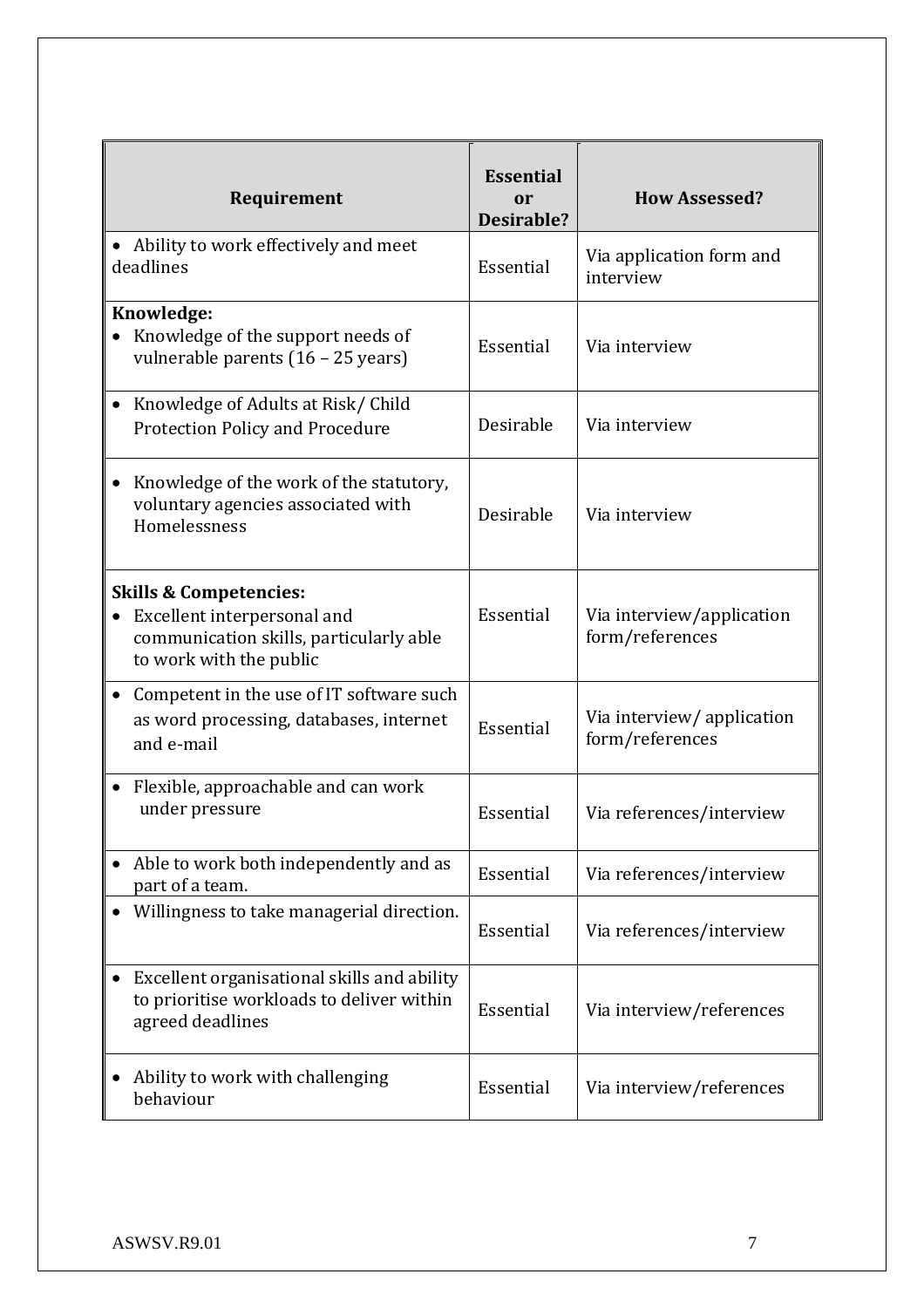| Requirement | Essential or Desirable? | How Assessed? |
|---|---|---|
| • Ability to work effectively and meet deadlines | Essential | Via application form and interview |
| **Knowledge:**<br>• Knowledge of the support needs of vulnerable parents (16 – 25 years) | Essential | Via interview |
| • Knowledge of Adults at Risk/ Child Protection Policy and Procedure | Desirable | Via interview |
| • Knowledge of the work of the statutory, voluntary agencies associated with Homelessness | Desirable | Via interview |
| **Skills & Competencies:**<br>• Excellent interpersonal and communication skills, particularly able to work with the public | Essential | Via interview/application form/references |
| • Competent in the use of IT software such as word processing, databases, internet and e-mail | Essential | Via interview/ application form/references |
| • Flexible, approachable and can work under pressure | Essential | Via references/interview |
| • Able to work both independently and as part of a team. | Essential | Via references/interview |
| • Willingness to take managerial direction. | Essential | Via references/interview |
| • Excellent organisational skills and ability to prioritise workloads to deliver within agreed deadlines | Essential | Via interview/references |
| • Ability to work with challenging behaviour | Essential | Via interview/references |

ASWSV.R9.01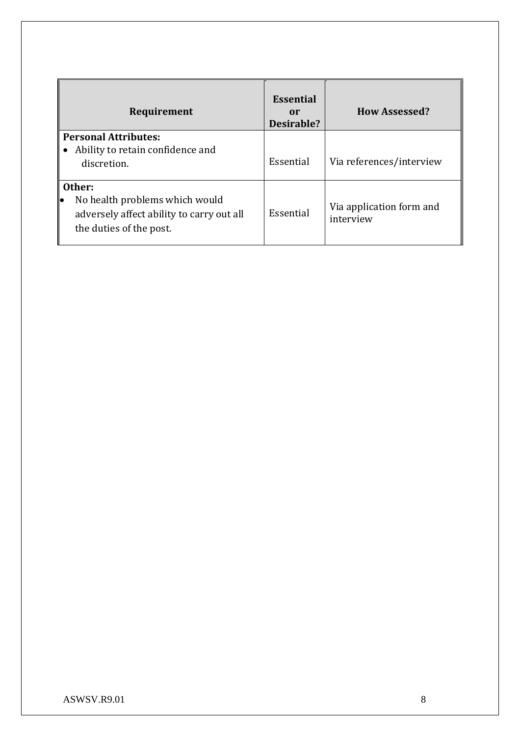| Requirement | Essential or Desirable? | How Assessed? |
|---|---|---|
| **Personal Attributes:**<br>• Ability to retain confidence and discretion. | Essential | Via references/interview |
| **Other:**<br>• No health problems which would adversely affect ability to carry out all the duties of the post. | Essential | Via application form and interview |

ASWSV.R9.01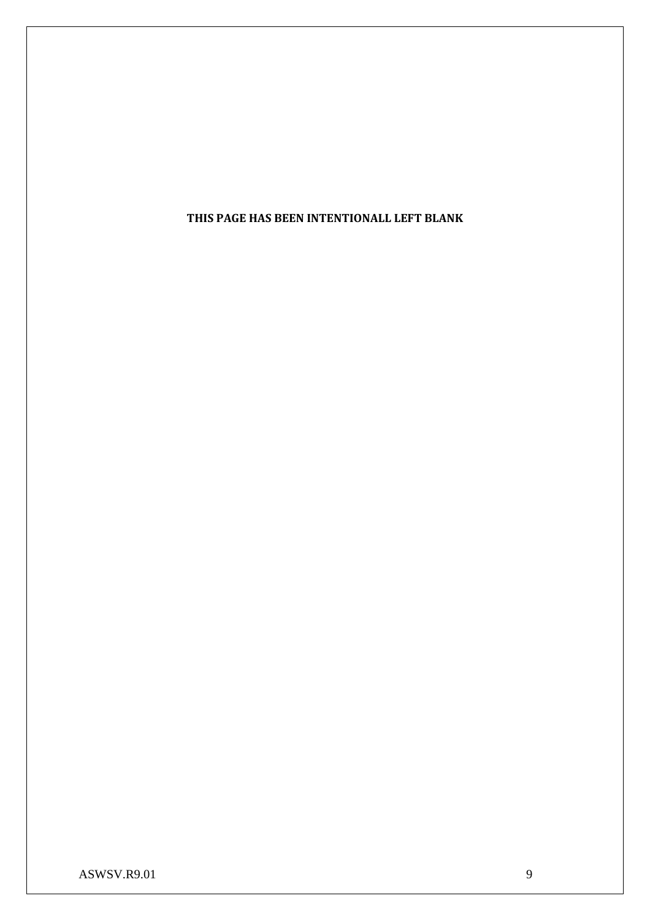**THIS PAGE HAS BEEN INTENTIONALL LEFT BLANK**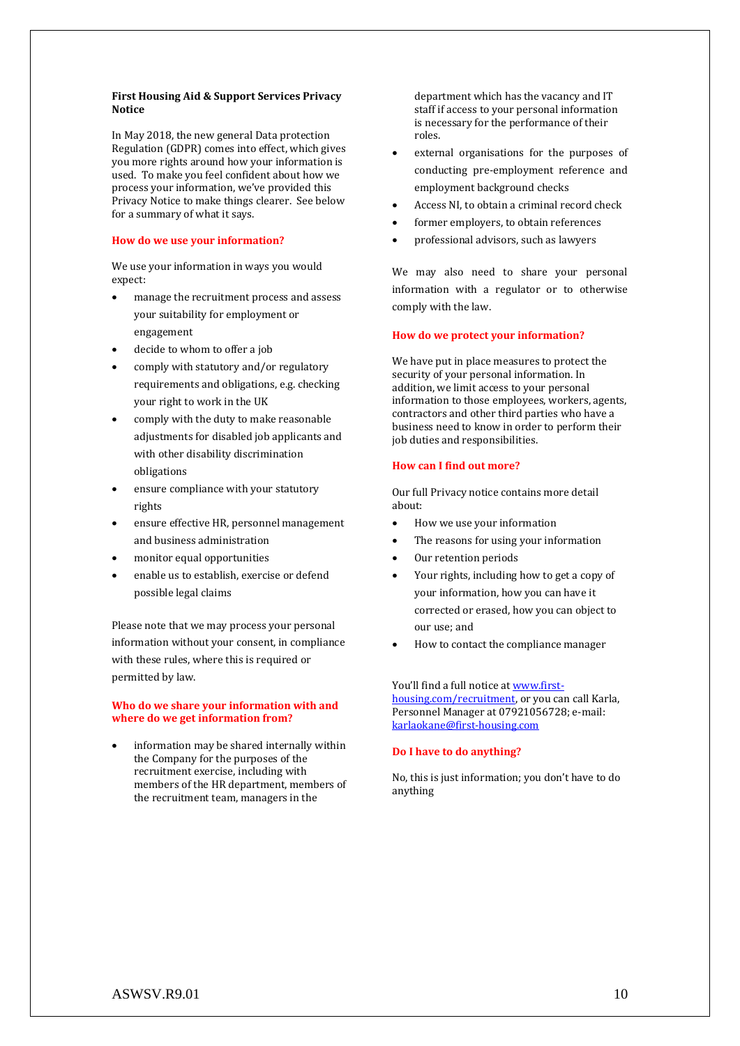**First Housing Aid & Support Services Privacy Notice**

In May 2018, the new general Data protection Regulation (GDPR) comes into effect, which gives you more rights around how your information is used. To make you feel confident about how we process your information, we've provided this Privacy Notice to make things clearer. See below for a summary of what it says.

## How do we use your information?

We use your information in ways you would expect:

- manage the recruitment process and assess your suitability for employment or engagement
- decide to whom to offer a job
- comply with statutory and/or regulatory requirements and obligations, e.g. checking your right to work in the UK
- comply with the duty to make reasonable adjustments for disabled job applicants and with other disability discrimination obligations
- ensure compliance with your statutory rights
- ensure effective HR, personnel management and business administration
- monitor equal opportunities
- enable us to establish, exercise or defend possible legal claims

Please note that we may process your personal information without your consent, in compliance with these rules, where this is required or permitted by law.

## Who do we share your information with and where do we get information from?

- information may be shared internally within the Company for the purposes of the recruitment exercise, including with members of the HR department, members of the recruitment team, managers in the department which has the vacancy and IT staff if access to your personal information is necessary for the performance of their roles.
- external organisations for the purposes of conducting pre-employment reference and employment background checks
- Access NI, to obtain a criminal record check
- former employers, to obtain references
- professional advisors, such as lawyers

We may also need to share your personal information with a regulator or to otherwise comply with the law.

## How do we protect your information?

We have put in place measures to protect the security of your personal information. In addition, we limit access to your personal information to those employees, workers, agents, contractors and other third parties who have a business need to know in order to perform their job duties and responsibilities.

## How can I find out more?

Our full Privacy notice contains more detail about:

- How we use your information
- The reasons for using your information
- Our retention periods
- Your rights, including how to get a copy of your information, how you can have it corrected or erased, how you can object to our use; and
- How to contact the compliance manager

You'll find a full notice at [www.first-housing.com/recruitment](www.first-housing.com/recruitment), or you can call Karla, Personnel Manager at 07921056728; e-mail: [karlaokane@first-housing.com](mailto:karlaokane@first-housing.com)

## Do I have to do anything?

No, this is just information; you don't have to do anything